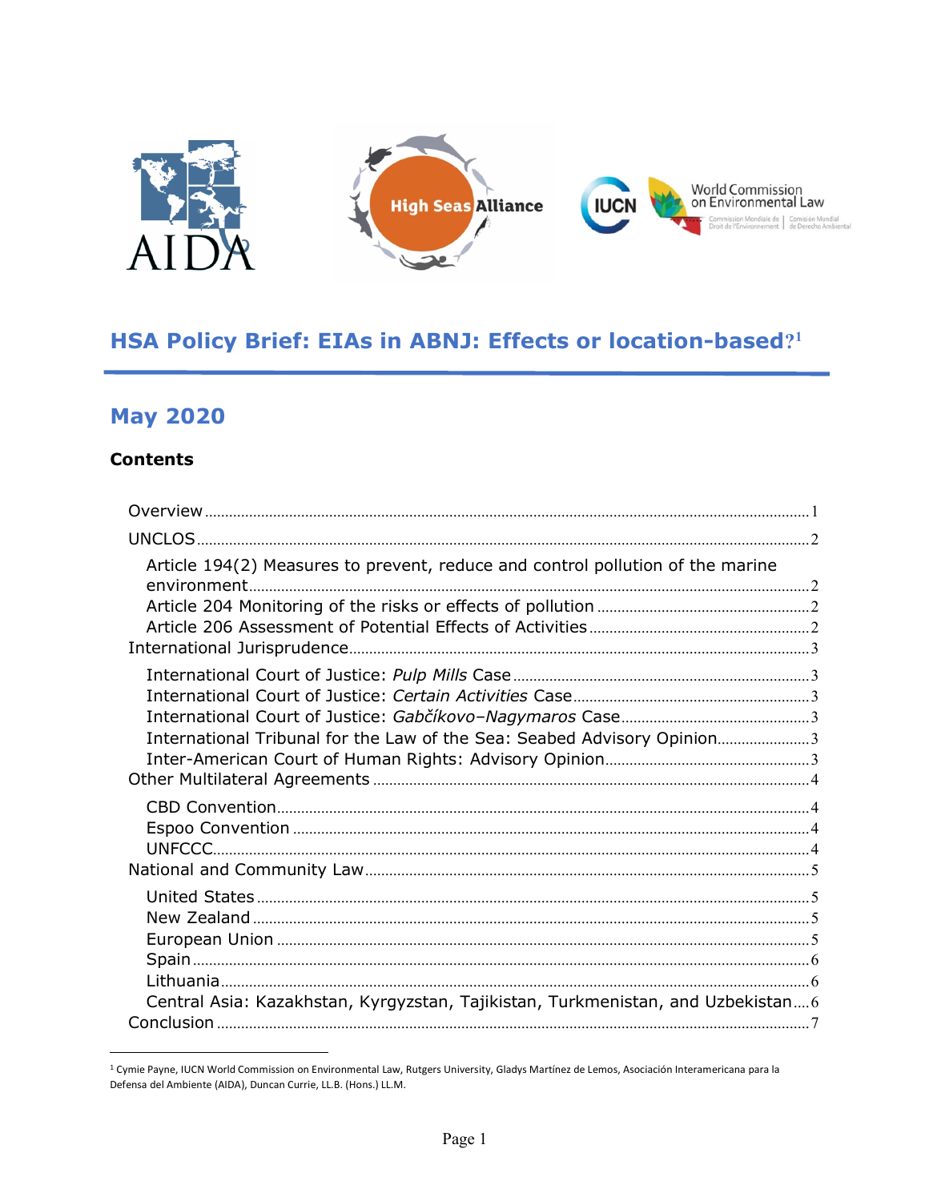# HSA Policy Brief: EIAs in ABNJ: Effects or location-based?[1]

## May 2020

### Contents

- Overview ... 1
- UNCLOS ... 2
  - Article 194(2) Measures to prevent, reduce and control pollution of the marine environment ... 2
  - Article 204 Monitoring of the risks or effects of pollution ... 2
  - Article 206 Assessment of Potential Effects of Activities ... 2
- International Jurisprudence ... 3
  - International Court of Justice: *Pulp Mills* Case ... 3
  - International Court of Justice: *Certain Activities* Case ... 3
  - International Court of Justice: *Gabčíkovo–Nagymaros* Case ... 3
  - International Tribunal for the Law of the Sea: Seabed Advisory Opinion ... 3
  - Inter-American Court of Human Rights: Advisory Opinion ... 3
- Other Multilateral Agreements ... 4
  - CBD Convention ... 4
  - Espoo Convention ... 4
  - UNFCCC ... 4
- National and Community Law ... 5
  - United States ... 5
  - New Zealand ... 5
  - European Union ... 5
  - Spain ... 6
  - Lithuania ... 6
  - Central Asia: Kazakhstan, Kyrgyzstan, Tajikistan, Turkmenistan, and Uzbekistan ... 6
- Conclusion ... 7

[1] Cymie Payne, IUCN World Commission on Environmental Law, Rutgers University, Gladys Martínez de Lemos, Asociación Interamericana para la Defensa del Ambiente (AIDA), Duncan Currie, LL.B. (Hons.) LL.M.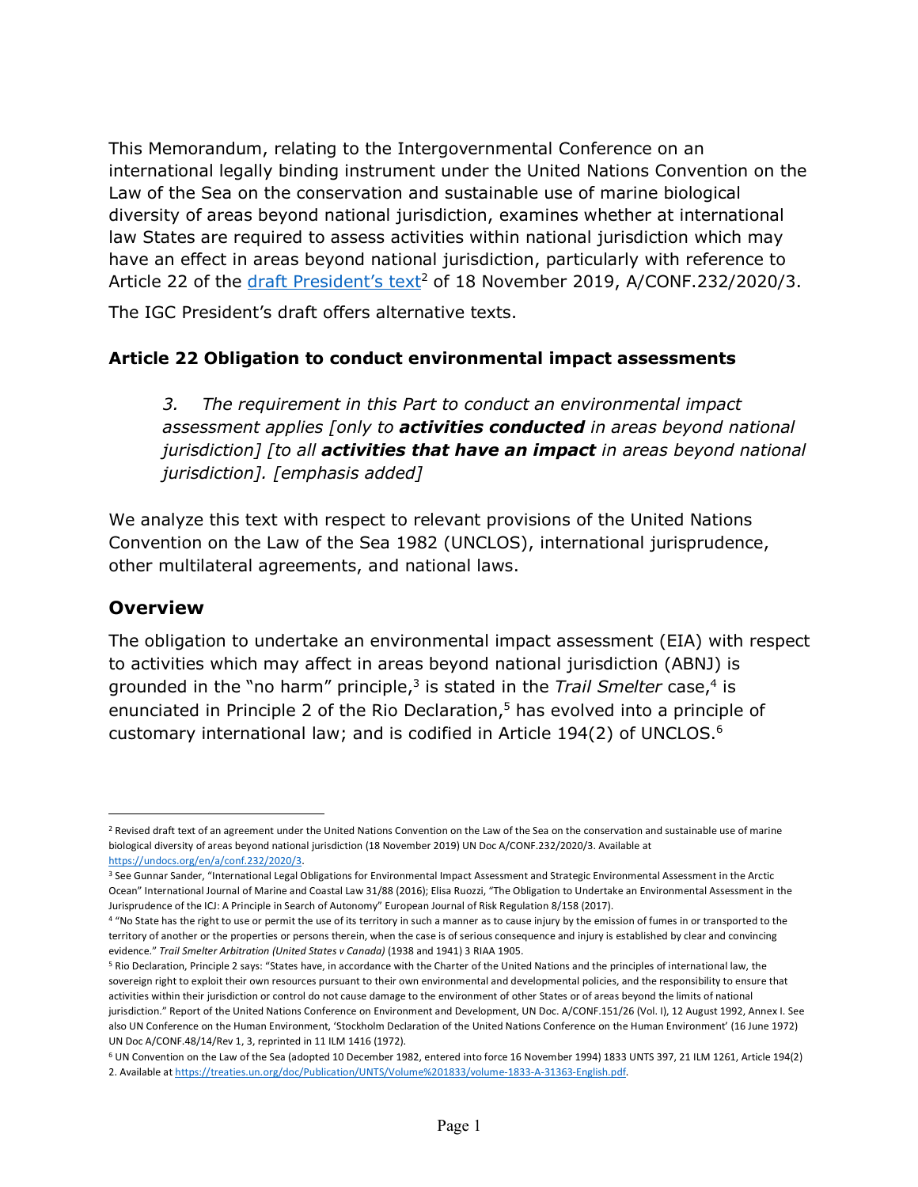This Memorandum, relating to the Intergovernmental Conference on an international legally binding instrument under the United Nations Convention on the Law of the Sea on the conservation and sustainable use of marine biological diversity of areas beyond national jurisdiction, examines whether at international law States are required to assess activities within national jurisdiction which may have an effect in areas beyond national jurisdiction, particularly with reference to Article 22 of the [draft President's text](https://undocs.org/en/a/conf.232/2020/3)[2] of 18 November 2019, A/CONF.232/2020/3.

The IGC President's draft offers alternative texts.

### Article 22 Obligation to conduct environmental impact assessments

> *3. The requirement in this Part to conduct an environmental impact assessment applies [only to **activities conducted** in areas beyond national jurisdiction] [to all **activities that have an impact** in areas beyond national jurisdiction]. [emphasis added]*

We analyze this text with respect to relevant provisions of the United Nations Convention on the Law of the Sea 1982 (UNCLOS), international jurisprudence, other multilateral agreements, and national laws.

## Overview

The obligation to undertake an environmental impact assessment (EIA) with respect to activities which may affect in areas beyond national jurisdiction (ABNJ) is grounded in the "no harm" principle,[3] is stated in the *Trail Smelter* case,[4] is enunciated in Principle 2 of the Rio Declaration,[5] has evolved into a principle of customary international law; and is codified in Article 194(2) of UNCLOS.[6]

---

[2] Revised draft text of an agreement under the United Nations Convention on the Law of the Sea on the conservation and sustainable use of marine biological diversity of areas beyond national jurisdiction (18 November 2019) UN Doc A/CONF.232/2020/3. Available at https://undocs.org/en/a/conf.232/2020/3.

[3] See Gunnar Sander, "International Legal Obligations for Environmental Impact Assessment and Strategic Environmental Assessment in the Arctic Ocean" International Journal of Marine and Coastal Law 31/88 (2016); Elisa Ruozzi, "The Obligation to Undertake an Environmental Assessment in the Jurisprudence of the ICJ: A Principle in Search of Autonomy" European Journal of Risk Regulation 8/158 (2017).

[4] "No State has the right to use or permit the use of its territory in such a manner as to cause injury by the emission of fumes in or transported to the territory of another or the properties or persons therein, when the case is of serious consequence and injury is established by clear and convincing evidence." *Trail Smelter Arbitration (United States v Canada)* (1938 and 1941) 3 RIAA 1905.

[5] Rio Declaration, Principle 2 says: "States have, in accordance with the Charter of the United Nations and the principles of international law, the sovereign right to exploit their own resources pursuant to their own environmental and developmental policies, and the responsibility to ensure that activities within their jurisdiction or control do not cause damage to the environment of other States or of areas beyond the limits of national jurisdiction." Report of the United Nations Conference on Environment and Development, UN Doc. A/CONF.151/26 (Vol. I), 12 August 1992, Annex I. See also UN Conference on the Human Environment, 'Stockholm Declaration of the United Nations Conference on the Human Environment' (16 June 1972) UN Doc A/CONF.48/14/Rev 1, 3, reprinted in 11 ILM 1416 (1972).

[6] UN Convention on the Law of the Sea (adopted 10 December 1982, entered into force 16 November 1994) 1833 UNTS 397, 21 ILM 1261, Article 194(2) 2. Available at https://treaties.un.org/doc/Publication/UNTS/Volume%201833/volume-1833-A-31363-English.pdf.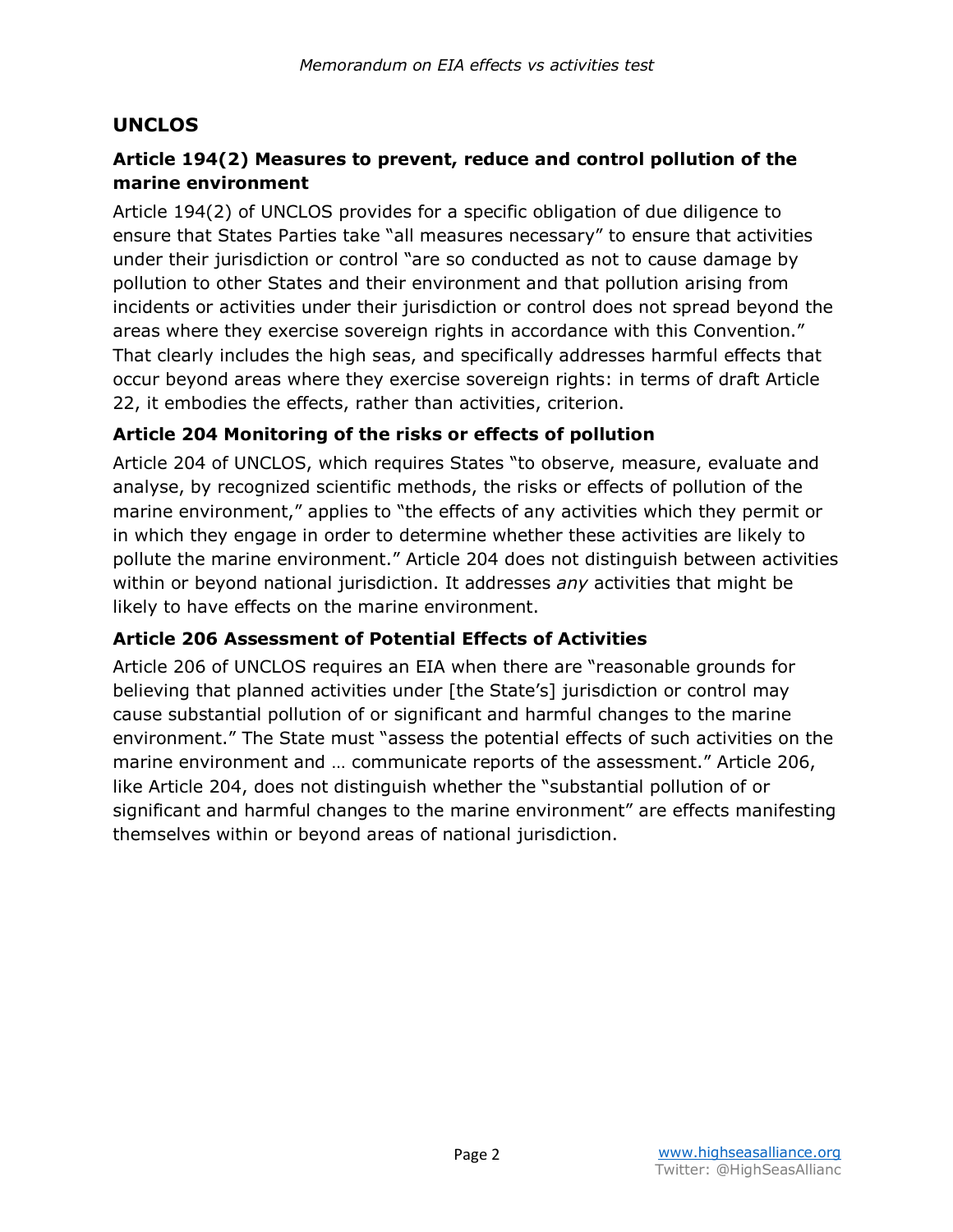## UNCLOS

### Article 194(2) Measures to prevent, reduce and control pollution of the marine environment

Article 194(2) of UNCLOS provides for a specific obligation of due diligence to ensure that States Parties take "all measures necessary" to ensure that activities under their jurisdiction or control "are so conducted as not to cause damage by pollution to other States and their environment and that pollution arising from incidents or activities under their jurisdiction or control does not spread beyond the areas where they exercise sovereign rights in accordance with this Convention." That clearly includes the high seas, and specifically addresses harmful effects that occur beyond areas where they exercise sovereign rights: in terms of draft Article 22, it embodies the effects, rather than activities, criterion.

### Article 204 Monitoring of the risks or effects of pollution

Article 204 of UNCLOS, which requires States "to observe, measure, evaluate and analyse, by recognized scientific methods, the risks or effects of pollution of the marine environment," applies to "the effects of any activities which they permit or in which they engage in order to determine whether these activities are likely to pollute the marine environment." Article 204 does not distinguish between activities within or beyond national jurisdiction. It addresses *any* activities that might be likely to have effects on the marine environment.

### Article 206 Assessment of Potential Effects of Activities

Article 206 of UNCLOS requires an EIA when there are "reasonable grounds for believing that planned activities under [the State's] jurisdiction or control may cause substantial pollution of or significant and harmful changes to the marine environment." The State must "assess the potential effects of such activities on the marine environment and … communicate reports of the assessment." Article 206, like Article 204, does not distinguish whether the "substantial pollution of or significant and harmful changes to the marine environment" are effects manifesting themselves within or beyond areas of national jurisdiction.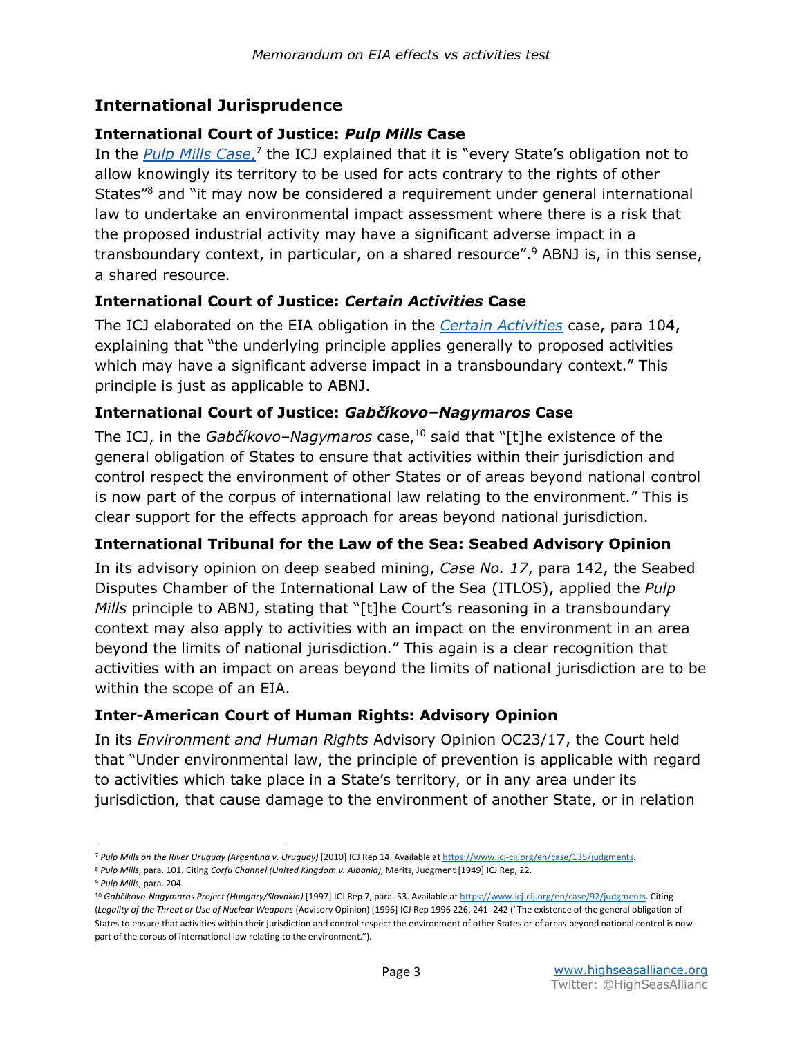## International Jurisprudence

### International Court of Justice: *Pulp Mills* Case

In the [*Pulp Mills Case*,](https://www.icj-cij.org/en/case/135/judgments)[7] the ICJ explained that it is "every State's obligation not to allow knowingly its territory to be used for acts contrary to the rights of other States"[8] and "it may now be considered a requirement under general international law to undertake an environmental impact assessment where there is a risk that the proposed industrial activity may have a significant adverse impact in a transboundary context, in particular, on a shared resource".[9] ABNJ is, in this sense, a shared resource.

### International Court of Justice: *Certain Activities* Case

The ICJ elaborated on the EIA obligation in the [*Certain Activities*](https://www.icj-cij.org) case, para 104, explaining that "the underlying principle applies generally to proposed activities which may have a significant adverse impact in a transboundary context." This principle is just as applicable to ABNJ.

### International Court of Justice: *Gabčíkovo–Nagymaros* Case

The ICJ, in the *Gabčíkovo–Nagymaros* case,[10] said that "[t]he existence of the general obligation of States to ensure that activities within their jurisdiction and control respect the environment of other States or of areas beyond national control is now part of the corpus of international law relating to the environment." This is clear support for the effects approach for areas beyond national jurisdiction.

### International Tribunal for the Law of the Sea: Seabed Advisory Opinion

In its advisory opinion on deep seabed mining, *Case No. 17*, para 142, the Seabed Disputes Chamber of the International Law of the Sea (ITLOS), applied the *Pulp Mills* principle to ABNJ, stating that "[t]he Court's reasoning in a transboundary context may also apply to activities with an impact on the environment in an area beyond the limits of national jurisdiction." This again is a clear recognition that activities with an impact on areas beyond the limits of national jurisdiction are to be within the scope of an EIA.

### Inter-American Court of Human Rights: Advisory Opinion

In its *Environment and Human Rights* Advisory Opinion OC23/17, the Court held that "Under environmental law, the principle of prevention is applicable with regard to activities which take place in a State's territory, or in any area under its jurisdiction, that cause damage to the environment of another State, or in relation

---

[7] *Pulp Mills on the River Uruguay (Argentina v. Uruguay)* [2010] ICJ Rep 14. Available at https://www.icj-cij.org/en/case/135/judgments.

[8] *Pulp Mills*, para. 101. Citing *Corfu Channel (United Kingdom v. Albania)*, Merits, Judgment [1949] ICJ Rep, 22.

[9] *Pulp Mills*, para. 204.

[10] *Gabčíkovo-Nagymaros Project (Hungary/Slovakia)* [1997] ICJ Rep 7, para. 53. Available at https://www.icj-cij.org/en/case/92/judgments. Citing (*Legality of the Threat or Use of Nuclear Weapons* (Advisory Opinion) [1996] ICJ Rep 1996 226, 241 -242 ("The existence of the general obligation of States to ensure that activities within their jurisdiction and control respect the environment of other States or of areas beyond national control is now part of the corpus of international law relating to the environment.").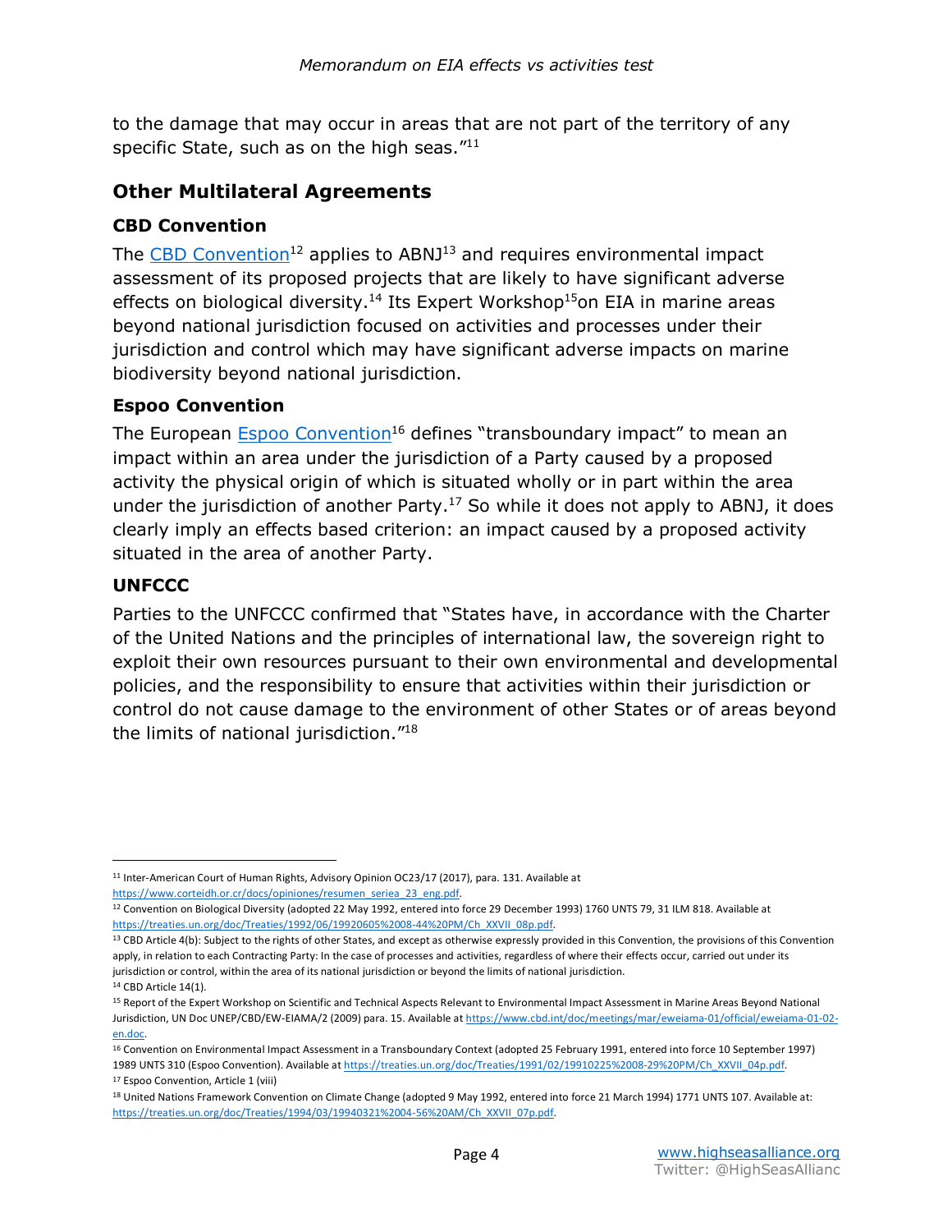to the damage that may occur in areas that are not part of the territory of any specific State, such as on the high seas."[11]

## Other Multilateral Agreements

### CBD Convention

The [CBD Convention](https://treaties.un.org/doc/Treaties/1992/06/19920605%2008-44%20PM/Ch_XXVII_08p.pdf)[12] applies to ABNJ[13] and requires environmental impact assessment of its proposed projects that are likely to have significant adverse effects on biological diversity.[14] Its Expert Workshop[15]on EIA in marine areas beyond national jurisdiction focused on activities and processes under their jurisdiction and control which may have significant adverse impacts on marine biodiversity beyond national jurisdiction.

### Espoo Convention

The European [Espoo Convention](https://treaties.un.org/doc/Treaties/1991/02/19910225%2008-29%20PM/Ch_XXVII_04p.pdf)[16] defines "transboundary impact" to mean an impact within an area under the jurisdiction of a Party caused by a proposed activity the physical origin of which is situated wholly or in part within the area under the jurisdiction of another Party.[17] So while it does not apply to ABNJ, it does clearly imply an effects based criterion: an impact caused by a proposed activity situated in the area of another Party.

### UNFCCC

Parties to the UNFCCC confirmed that "States have, in accordance with the Charter of the United Nations and the principles of international law, the sovereign right to exploit their own resources pursuant to their own environmental and developmental policies, and the responsibility to ensure that activities within their jurisdiction or control do not cause damage to the environment of other States or of areas beyond the limits of national jurisdiction."[18]

---

[11] Inter-American Court of Human Rights, Advisory Opinion OC23/17 (2017), para. 131. Available at https://www.corteidh.or.cr/docs/opiniones/resumen_seriea_23_eng.pdf.

[12] Convention on Biological Diversity (adopted 22 May 1992, entered into force 29 December 1993) 1760 UNTS 79, 31 ILM 818. Available at https://treaties.un.org/doc/Treaties/1992/06/19920605%2008-44%20PM/Ch_XXVII_08p.pdf.

[13] CBD Article 4(b): Subject to the rights of other States, and except as otherwise expressly provided in this Convention, the provisions of this Convention apply, in relation to each Contracting Party: In the case of processes and activities, regardless of where their effects occur, carried out under its jurisdiction or control, within the area of its national jurisdiction or beyond the limits of national jurisdiction.

[14] CBD Article 14(1).

[15] Report of the Expert Workshop on Scientific and Technical Aspects Relevant to Environmental Impact Assessment in Marine Areas Beyond National Jurisdiction, UN Doc UNEP/CBD/EW-EIAMA/2 (2009) para. 15. Available at https://www.cbd.int/doc/meetings/mar/eweiama-01/official/eweiama-01-02-en.doc.

[16] Convention on Environmental Impact Assessment in a Transboundary Context (adopted 25 February 1991, entered into force 10 September 1997) 1989 UNTS 310 (Espoo Convention). Available at https://treaties.un.org/doc/Treaties/1991/02/19910225%2008-29%20PM/Ch_XXVII_04p.pdf.

[17] Espoo Convention, Article 1 (viii)

[18] United Nations Framework Convention on Climate Change (adopted 9 May 1992, entered into force 21 March 1994) 1771 UNTS 107. Available at: https://treaties.un.org/doc/Treaties/1994/03/19940321%2004-56%20AM/Ch_XXVII_07p.pdf.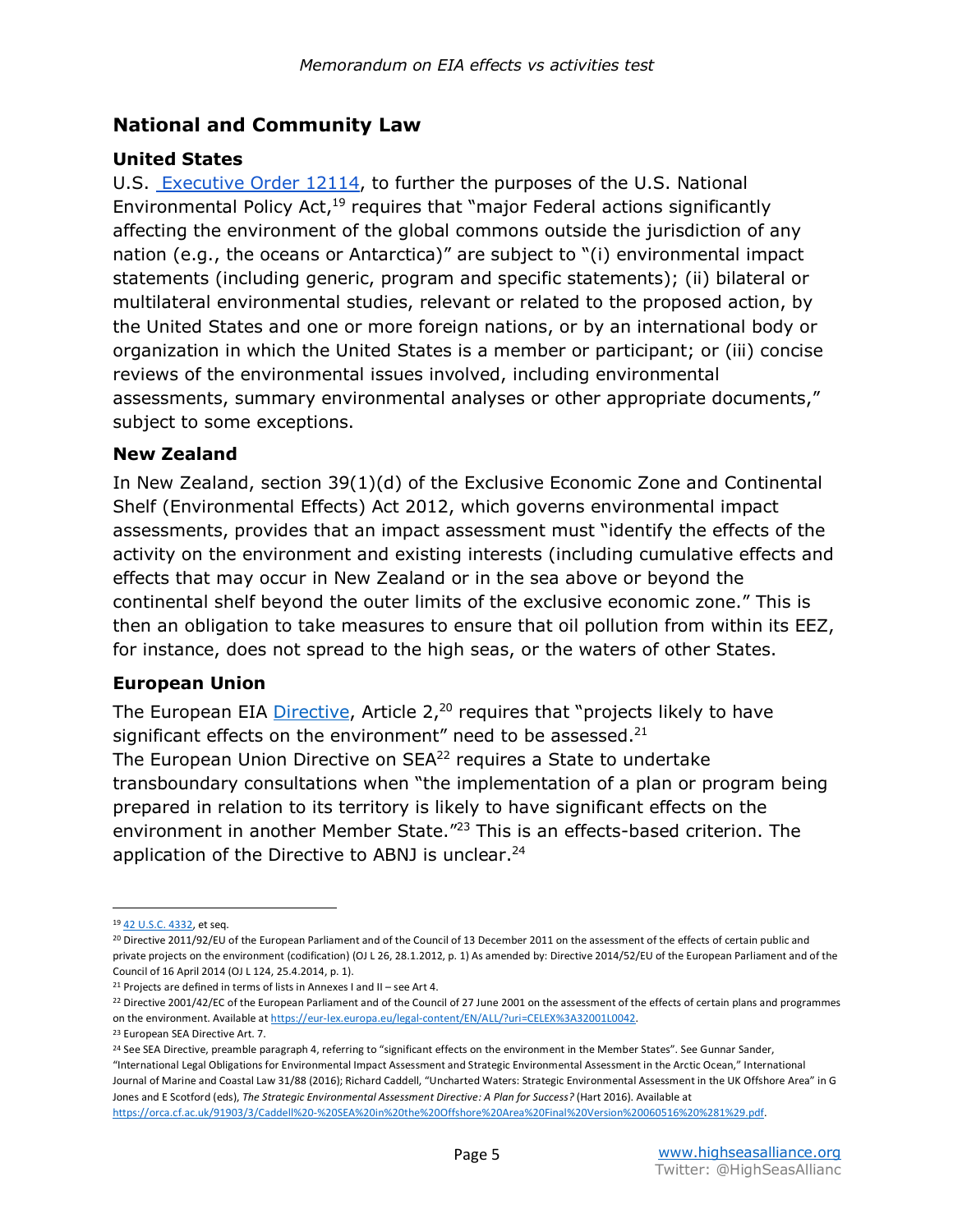## National and Community Law

### United States

U.S. [Executive Order 12114](#), to further the purposes of the U.S. National Environmental Policy Act,[19] requires that "major Federal actions significantly affecting the environment of the global commons outside the jurisdiction of any nation (e.g., the oceans or Antarctica)" are subject to "(i) environmental impact statements (including generic, program and specific statements); (ii) bilateral or multilateral environmental studies, relevant or related to the proposed action, by the United States and one or more foreign nations, or by an international body or organization in which the United States is a member or participant; or (iii) concise reviews of the environmental issues involved, including environmental assessments, summary environmental analyses or other appropriate documents," subject to some exceptions.

### New Zealand

In New Zealand, section 39(1)(d) of the Exclusive Economic Zone and Continental Shelf (Environmental Effects) Act 2012, which governs environmental impact assessments, provides that an impact assessment must "identify the effects of the activity on the environment and existing interests (including cumulative effects and effects that may occur in New Zealand or in the sea above or beyond the continental shelf beyond the outer limits of the exclusive economic zone." This is then an obligation to take measures to ensure that oil pollution from within its EEZ, for instance, does not spread to the high seas, or the waters of other States.

### European Union

The European EIA Directive, Article 2,[20] requires that "projects likely to have significant effects on the environment" need to be assessed.[21]
The European Union Directive on SEA[22] requires a State to undertake transboundary consultations when "the implementation of a plan or program being prepared in relation to its territory is likely to have significant effects on the environment in another Member State."[23] This is an effects-based criterion. The application of the Directive to ABNJ is unclear.[24]

---

[19] 42 U.S.C. 4332, et seq.

[20] Directive 2011/92/EU of the European Parliament and of the Council of 13 December 2011 on the assessment of the effects of certain public and private projects on the environment (codification) (OJ L 26, 28.1.2012, p. 1) As amended by: Directive 2014/52/EU of the European Parliament and of the Council of 16 April 2014 (OJ L 124, 25.4.2014, p. 1).

[21] Projects are defined in terms of lists in Annexes I and II – see Art 4.

[22] Directive 2001/42/EC of the European Parliament and of the Council of 27 June 2001 on the assessment of the effects of certain plans and programmes on the environment. Available at https://eur-lex.europa.eu/legal-content/EN/ALL/?uri=CELEX%3A32001L0042.

[23] European SEA Directive Art. 7.

[24] See SEA Directive, preamble paragraph 4, referring to "significant effects on the environment in the Member States". See Gunnar Sander, "International Legal Obligations for Environmental Impact Assessment and Strategic Environmental Assessment in the Arctic Ocean," International Journal of Marine and Coastal Law 31/88 (2016); Richard Caddell, "Uncharted Waters: Strategic Environmental Assessment in the UK Offshore Area" in G Jones and E Scotford (eds), *The Strategic Environmental Assessment Directive: A Plan for Success?* (Hart 2016). Available at https://orca.cf.ac.uk/91903/3/Caddell%20-%20SEA%20in%20the%20Offshore%20Area%20Final%20Version%20060516%20%281%29.pdf.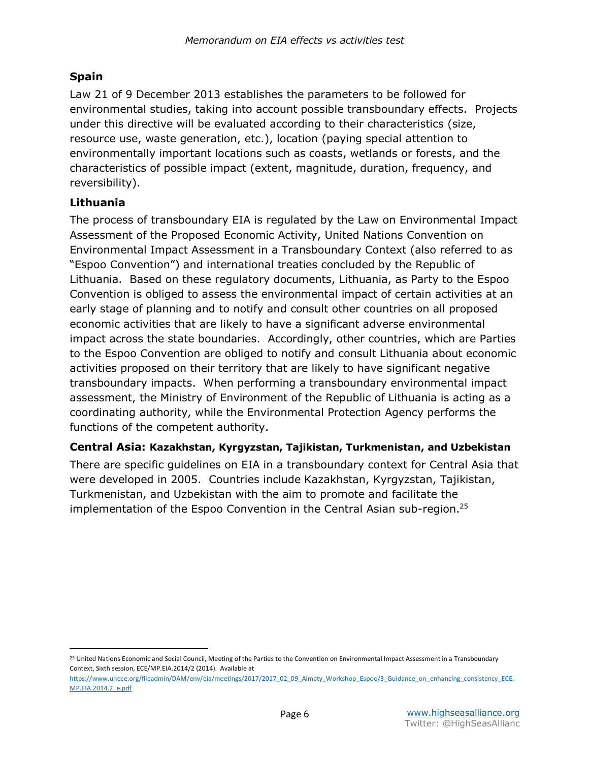## Spain

Law 21 of 9 December 2013 establishes the parameters to be followed for environmental studies, taking into account possible transboundary effects. Projects under this directive will be evaluated according to their characteristics (size, resource use, waste generation, etc.), location (paying special attention to environmentally important locations such as coasts, wetlands or forests, and the characteristics of possible impact (extent, magnitude, duration, frequency, and reversibility).

## Lithuania

The process of transboundary EIA is regulated by the Law on Environmental Impact Assessment of the Proposed Economic Activity, United Nations Convention on Environmental Impact Assessment in a Transboundary Context (also referred to as "Espoo Convention") and international treaties concluded by the Republic of Lithuania. Based on these regulatory documents, Lithuania, as Party to the Espoo Convention is obliged to assess the environmental impact of certain activities at an early stage of planning and to notify and consult other countries on all proposed economic activities that are likely to have a significant adverse environmental impact across the state boundaries. Accordingly, other countries, which are Parties to the Espoo Convention are obliged to notify and consult Lithuania about economic activities proposed on their territory that are likely to have significant negative transboundary impacts. When performing a transboundary environmental impact assessment, the Ministry of Environment of the Republic of Lithuania is acting as a coordinating authority, while the Environmental Protection Agency performs the functions of the competent authority.

## Central Asia: Kazakhstan, Kyrgyzstan, Tajikistan, Turkmenistan, and Uzbekistan

There are specific guidelines on EIA in a transboundary context for Central Asia that were developed in 2005. Countries include Kazakhstan, Kyrgyzstan, Tajikistan, Turkmenistan, and Uzbekistan with the aim to promote and facilitate the implementation of the Espoo Convention in the Central Asian sub-region.[25]

---

[25] United Nations Economic and Social Council, Meeting of the Parties to the Convention on Environmental Impact Assessment in a Transboundary Context, Sixth session, ECE/MP.EIA.2014/2 (2014). Available at https://www.unece.org/fileadmin/DAM/env/eia/meetings/2017/2017_02_09_Almaty_Workshop_Espoo/3_Guidance_on_enhancing_consistency_ECE.MP.EIA.2014.2_e.pdf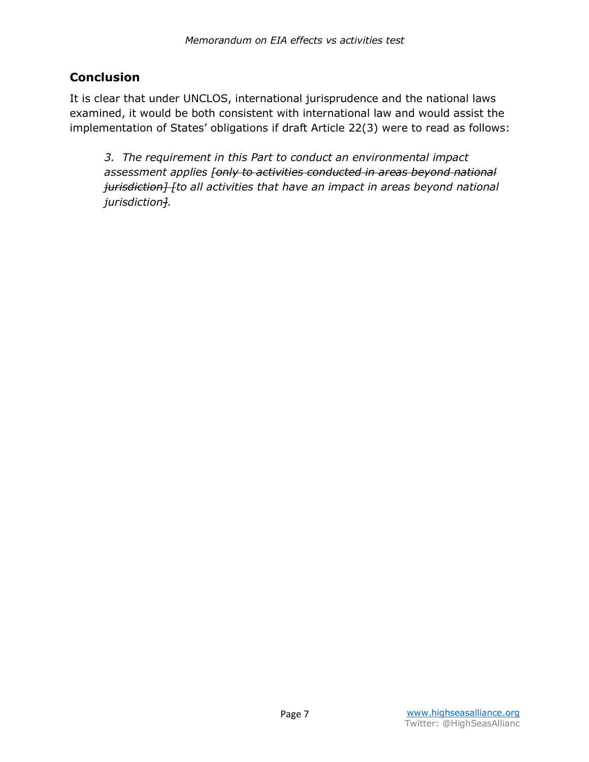## Conclusion

It is clear that under UNCLOS, international jurisprudence and the national laws examined, it would be both consistent with international law and would assist the implementation of States' obligations if draft Article 22(3) were to read as follows:

> *3. The requirement in this Part to conduct an environmental impact assessment applies ~~[only to activities conducted in areas beyond national jurisdiction] [~~to all activities that have an impact in areas beyond national jurisdiction~~]~~.*